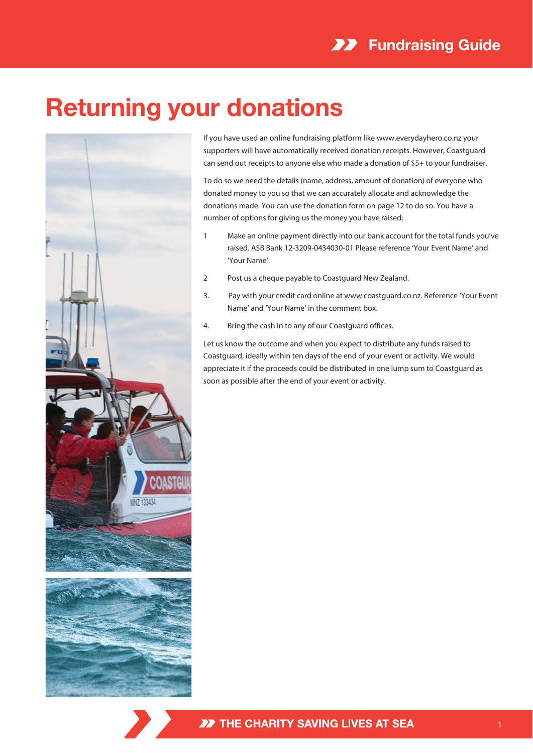# Returning your donations

If you have used an online fundraising platform like www.everydayhero.co.nz your supporters will have automatically received donation receipts. However, Coastguard can send out receipts to anyone else who made a donation of $5+ to your fundraiser.

To do so we need the details (name, address, amount of donation) of everyone who donated money to you so that we can accurately allocate and acknowledge the donations made. You can use the donation form on page 12 to do so. You have a number of options for giving us the money you have raised:

1 Make an online payment directly into our bank account for the total funds you've raised. ASB Bank 12-3209-0434030-01 Please reference 'Your Event Name' and 'Your Name'.

2 Post us a cheque payable to Coastguard New Zealand.

3. Pay with your credit card online at www.coastguard.co.nz. Reference 'Your Event Name' and 'Your Name' in the comment box.

4. Bring the cash in to any of our Coastguard offices.

Let us know the outcome and when you expect to distribute any funds raised to Coastguard, ideally within ten days of the end of your event or activity. We would appreciate it if the proceeds could be distributed in one lump sum to Coastguard as soon as possible after the end of your event or activity.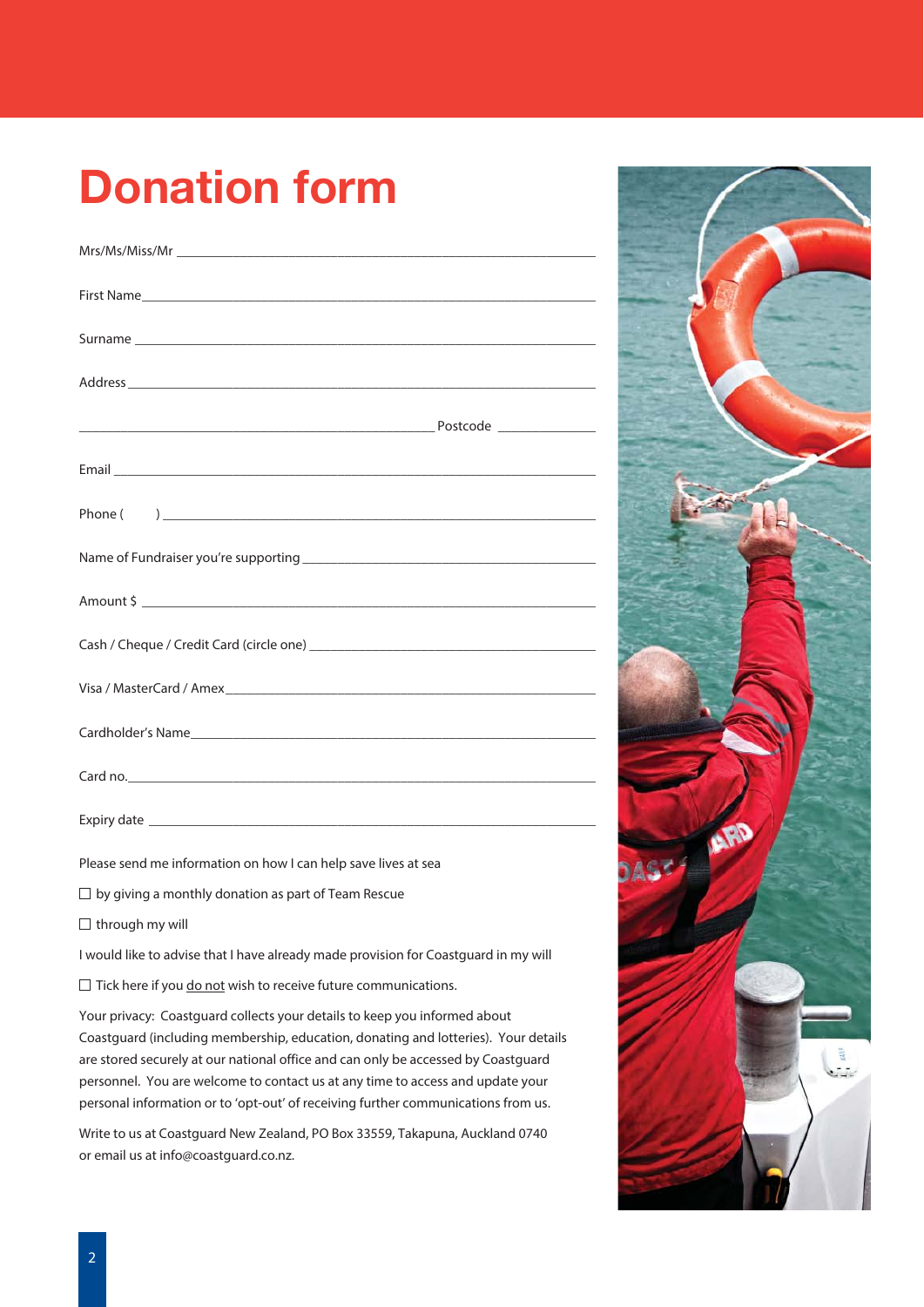# Donation form

Mrs/Ms/Miss/Mr ______________________________________________

First Name ______________________________________________

Surname ______________________________________________

Address ______________________________________________

______________________________________ Postcode ____________

Email ______________________________________________

Phone ( ) ______________________________________________

Name of Fundraiser you're supporting ______________________________

Amount $ ______________________________________________

Cash / Cheque / Credit Card (circle one) ___________________________

Visa / MasterCard / Amex ______________________________________

Cardholder's Name ______________________________________________

Card no. ______________________________________________

Expiry date ______________________________________________

Please send me information on how I can help save lives at sea

☐ by giving a monthly donation as part of Team Rescue

☐ through my will

I would like to advise that I have already made provision for Coastguard in my will

☐ Tick here if you do not wish to receive future communications.

Your privacy: Coastguard collects your details to keep you informed about Coastguard (including membership, education, donating and lotteries). Your details are stored securely at our national office and can only be accessed by Coastguard personnel. You are welcome to contact us at any time to access and update your personal information or to 'opt-out' of receiving further communications from us.

Write to us at Coastguard New Zealand, PO Box 33559, Takapuna, Auckland 0740 or email us at info@coastguard.co.nz.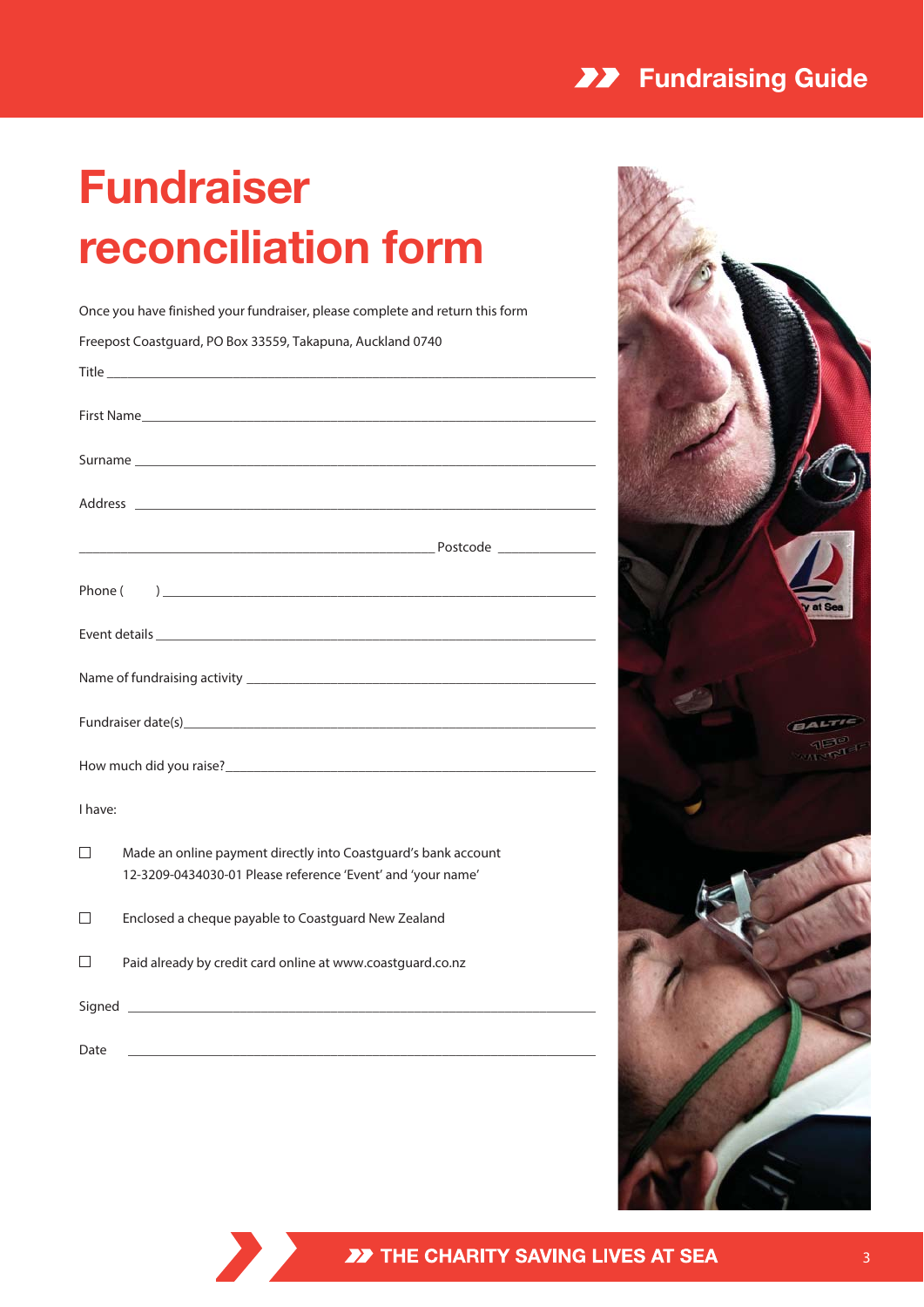# Fundraiser reconciliation form

Once you have finished your fundraiser, please complete and return this form

Freepost Coastguard, PO Box 33559, Takapuna, Auckland 0740

Title ___________________________________________

First Name ___________________________________________

Surname ___________________________________________

Address ___________________________________________

___________________________________________ Postcode ______________

Phone ( ) ___________________________________________

Event details ___________________________________________

Name of fundraising activity ___________________________________________

Fundraiser date(s) ___________________________________________

How much did you raise? ___________________________________________

I have:

☐ Made an online payment directly into Coastguard's bank account 12-3209-0434030-01 Please reference 'Event' and 'your name'

☐ Enclosed a cheque payable to Coastguard New Zealand

☐ Paid already by credit card online at www.coastguard.co.nz

Signed ___________________________________________

Date ___________________________________________